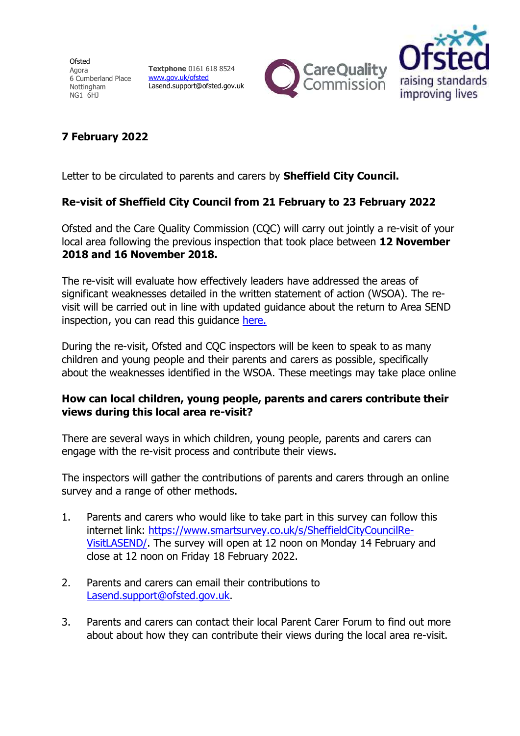Ofsted
Agora
6 Cumberland Place
Nottingham
NG1 6HJ

**Textphone** 0161 618 8524
[www.gov.uk/ofsted](www.gov.uk/ofsted)
Lasend.support@ofsted.gov.uk

**7 February 2022**

Letter to be circulated to parents and carers by **Sheffield City Council.**

**Re-visit of Sheffield City Council from 21 February to 23 February 2022**

Ofsted and the Care Quality Commission (CQC) will carry out jointly a re-visit of your local area following the previous inspection that took place between **12 November 2018 and 16 November 2018.**

The re-visit will evaluate how effectively leaders have addressed the areas of significant weaknesses detailed in the written statement of action (WSOA). The re-visit will be carried out in line with updated guidance about the return to Area SEND inspection, you can read this guidance here.

During the re-visit, Ofsted and CQC inspectors will be keen to speak to as many children and young people and their parents and carers as possible, specifically about the weaknesses identified in the WSOA. These meetings may take place online

**How can local children, young people, parents and carers contribute their views during this local area re-visit?**

There are several ways in which children, young people, parents and carers can engage with the re-visit process and contribute their views.

The inspectors will gather the contributions of parents and carers through an online survey and a range of other methods.

1. Parents and carers who would like to take part in this survey can follow this internet link: [https://www.smartsurvey.co.uk/s/SheffieldCityCouncilRe-VisitLASEND/](https://www.smartsurvey.co.uk/s/SheffieldCityCouncilRe-VisitLASEND/). The survey will open at 12 noon on Monday 14 February and close at 12 noon on Friday 18 February 2022.

2. Parents and carers can email their contributions to [Lasend.support@ofsted.gov.uk](mailto:Lasend.support@ofsted.gov.uk).

3. Parents and carers can contact their local Parent Carer Forum to find out more about about how they can contribute their views during the local area re-visit.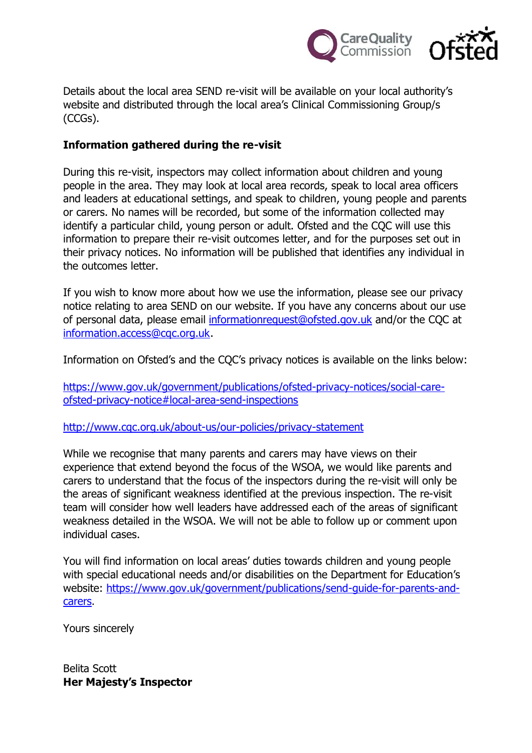Details about the local area SEND re-visit will be available on your local authority's website and distributed through the local area's Clinical Commissioning Group/s (CCGs).

**Information gathered during the re-visit**

During this re-visit, inspectors may collect information about children and young people in the area. They may look at local area records, speak to local area officers and leaders at educational settings, and speak to children, young people and parents or carers. No names will be recorded, but some of the information collected may identify a particular child, young person or adult. Ofsted and the CQC will use this information to prepare their re-visit outcomes letter, and for the purposes set out in their privacy notices. No information will be published that identifies any individual in the outcomes letter.

If you wish to know more about how we use the information, please see our privacy notice relating to area SEND on our website. If you have any concerns about our use of personal data, please email [informationrequest@ofsted.gov.uk](mailto:informationrequest@ofsted.gov.uk) and/or the CQC at [information.access@cqc.org.uk](mailto:information.access@cqc.org.uk).

Information on Ofsted's and the CQC's privacy notices is available on the links below:

[https://www.gov.uk/government/publications/ofsted-privacy-notices/social-care-ofsted-privacy-notice#local-area-send-inspections](https://www.gov.uk/government/publications/ofsted-privacy-notices/social-care-ofsted-privacy-notice#local-area-send-inspections)

[http://www.cqc.org.uk/about-us/our-policies/privacy-statement](http://www.cqc.org.uk/about-us/our-policies/privacy-statement)

While we recognise that many parents and carers may have views on their experience that extend beyond the focus of the WSOA, we would like parents and carers to understand that the focus of the inspectors during the re-visit will only be the areas of significant weakness identified at the previous inspection. The re-visit team will consider how well leaders have addressed each of the areas of significant weakness detailed in the WSOA. We will not be able to follow up or comment upon individual cases.

You will find information on local areas' duties towards children and young people with special educational needs and/or disabilities on the Department for Education's website: [https://www.gov.uk/government/publications/send-guide-for-parents-and-carers](https://www.gov.uk/government/publications/send-guide-for-parents-and-carers).

Yours sincerely

Belita Scott
**Her Majesty's Inspector**